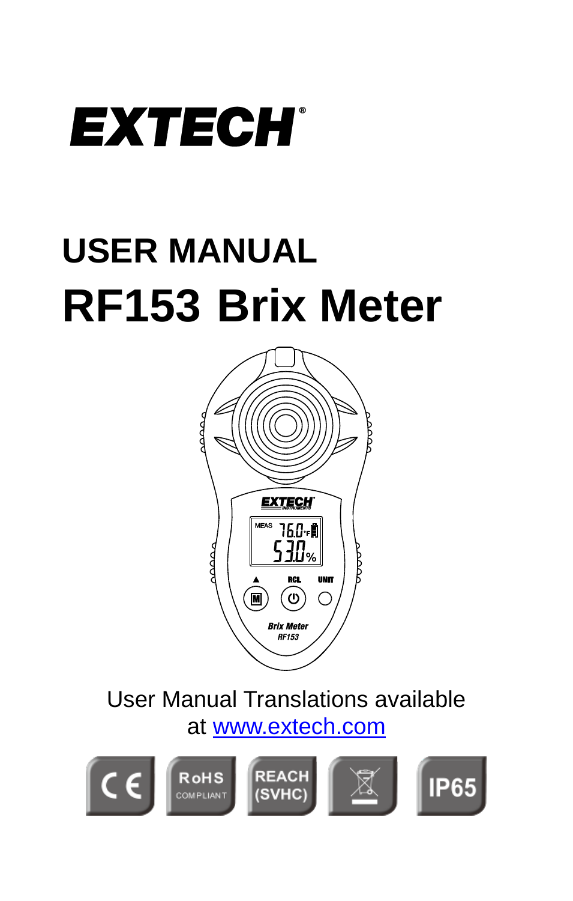# EXTECH

# USER MANUAL

# RF153 Brix Meter

User Manual Translations available at [www.extech.com](http://www.extech.com)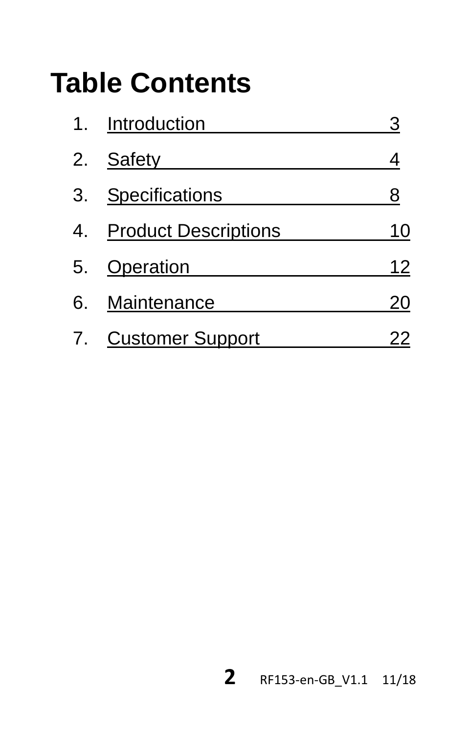# Table Contents

1. Introduction 3
2. Safety 4
3. Specifications 8
4. Product Descriptions 10
5. Operation 12
6. Maintenance 20
7. Customer Support 22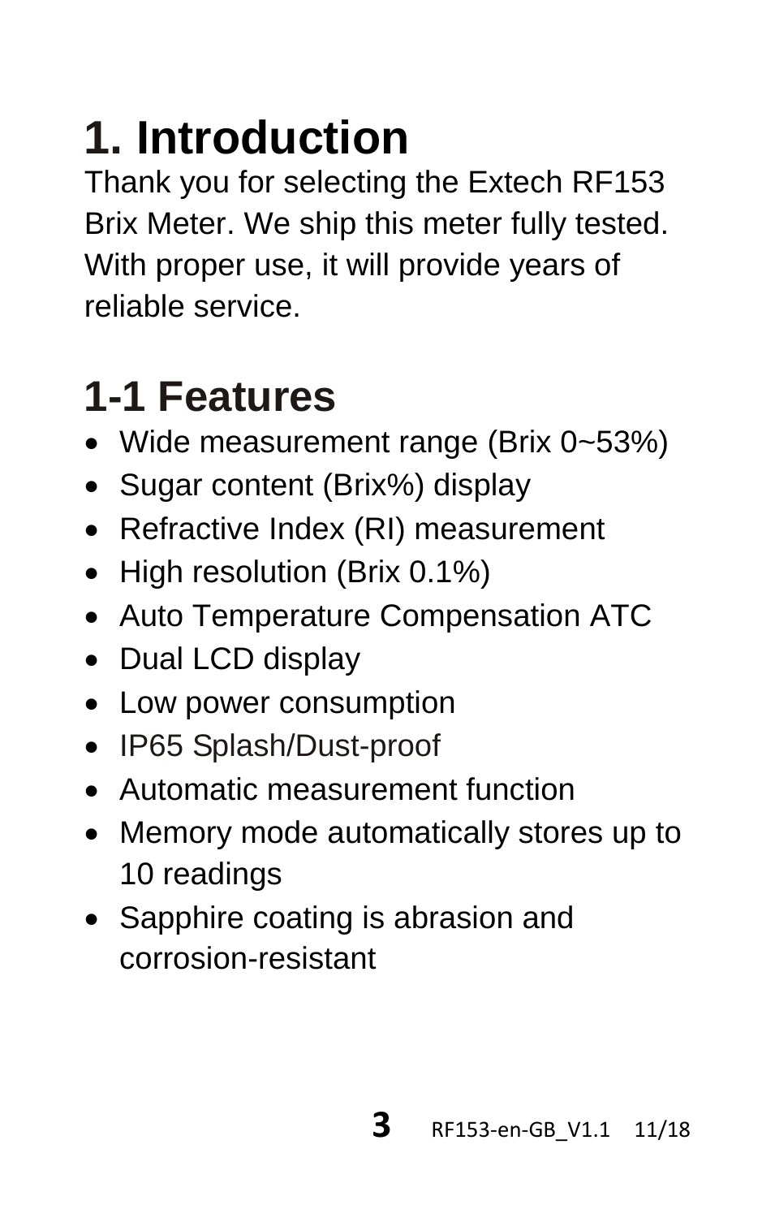# 1. Introduction

Thank you for selecting the Extech RF153 Brix Meter. We ship this meter fully tested. With proper use, it will provide years of reliable service.

## 1-1 Features

- Wide measurement range (Brix 0~53%)
- Sugar content (Brix%) display
- Refractive Index (RI) measurement
- High resolution (Brix 0.1%)
- Auto Temperature Compensation ATC
- Dual LCD display
- Low power consumption
- IP65 Splash/Dust-proof
- Automatic measurement function
- Memory mode automatically stores up to 10 readings
- Sapphire coating is abrasion and corrosion-resistant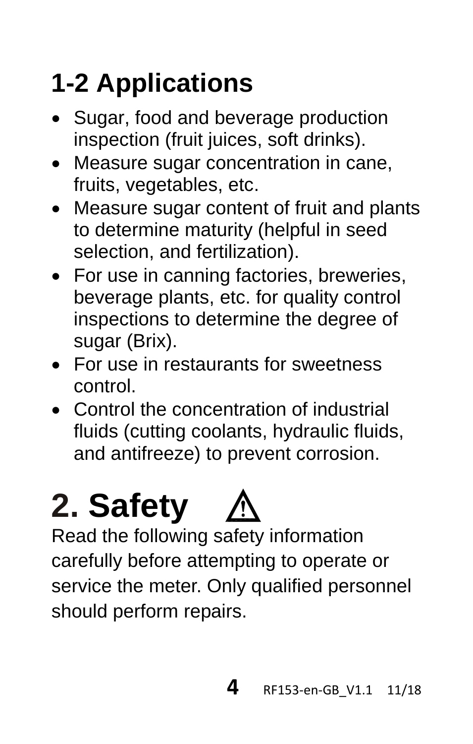## 1-2 Applications

- Sugar, food and beverage production inspection (fruit juices, soft drinks).
- Measure sugar concentration in cane, fruits, vegetables, etc.
- Measure sugar content of fruit and plants to determine maturity (helpful in seed selection, and fertilization).
- For use in canning factories, breweries, beverage plants, etc. for quality control inspections to determine the degree of sugar (Brix).
- For use in restaurants for sweetness control.
- Control the concentration of industrial fluids (cutting coolants, hydraulic fluids, and antifreeze) to prevent corrosion.

# 2. Safety ⚠

Read the following safety information carefully before attempting to operate or service the meter. Only qualified personnel should perform repairs.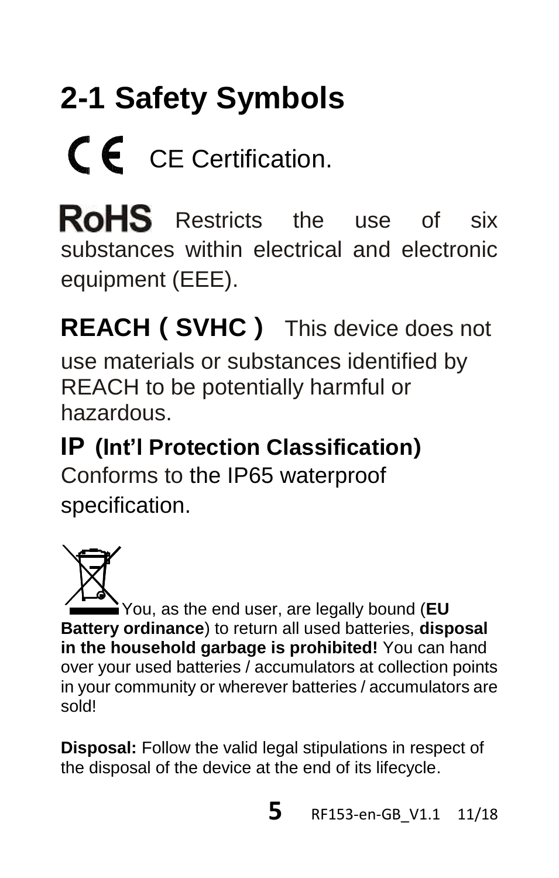## 2-1 Safety Symbols

CE CE Certification.

**RoHS** Restricts the use of six substances within electrical and electronic equipment (EEE).

**REACH ( SVHC )** This device does not use materials or substances identified by REACH to be potentially harmful or hazardous.

**IP (Int'l Protection Classification)**
Conforms to the IP65 waterproof specification.

You, as the end user, are legally bound (**EU Battery ordinance**) to return all used batteries, **disposal in the household garbage is prohibited!** You can hand over your used batteries / accumulators at collection points in your community or wherever batteries / accumulators are sold!

**Disposal:** Follow the valid legal stipulations in respect of the disposal of the device at the end of its lifecycle.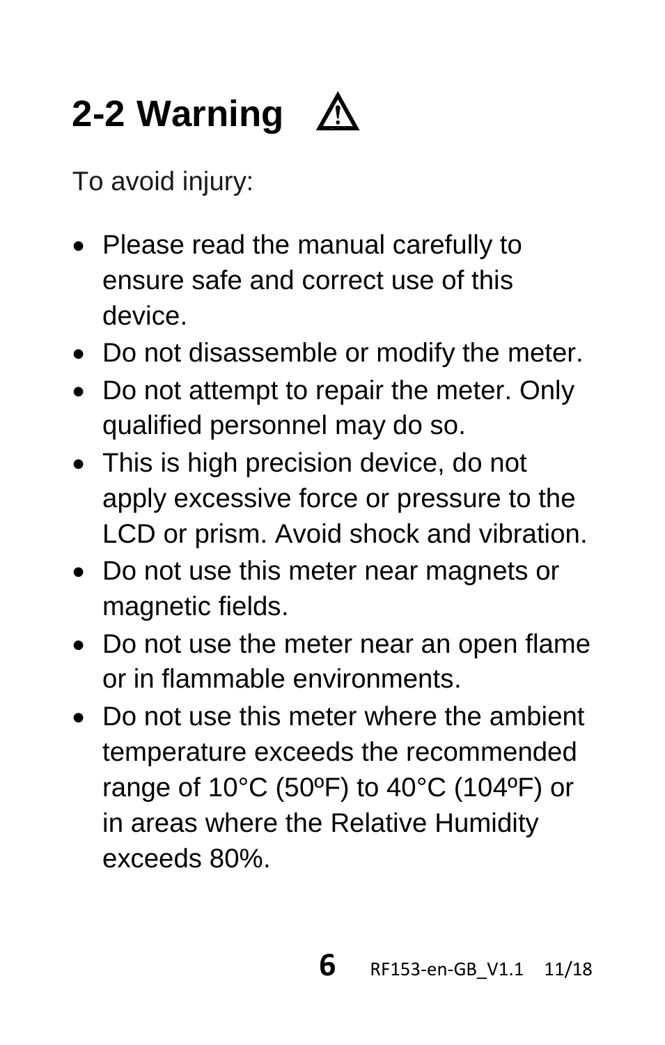## 2-2 Warning ⚠

To avoid injury:

- Please read the manual carefully to ensure safe and correct use of this device.
- Do not disassemble or modify the meter.
- Do not attempt to repair the meter. Only qualified personnel may do so.
- This is high precision device, do not apply excessive force or pressure to the LCD or prism. Avoid shock and vibration.
- Do not use this meter near magnets or magnetic fields.
- Do not use the meter near an open flame or in flammable environments.
- Do not use this meter where the ambient temperature exceeds the recommended range of 10°C (50ºF) to 40°C (104ºF) or in areas where the Relative Humidity exceeds 80%.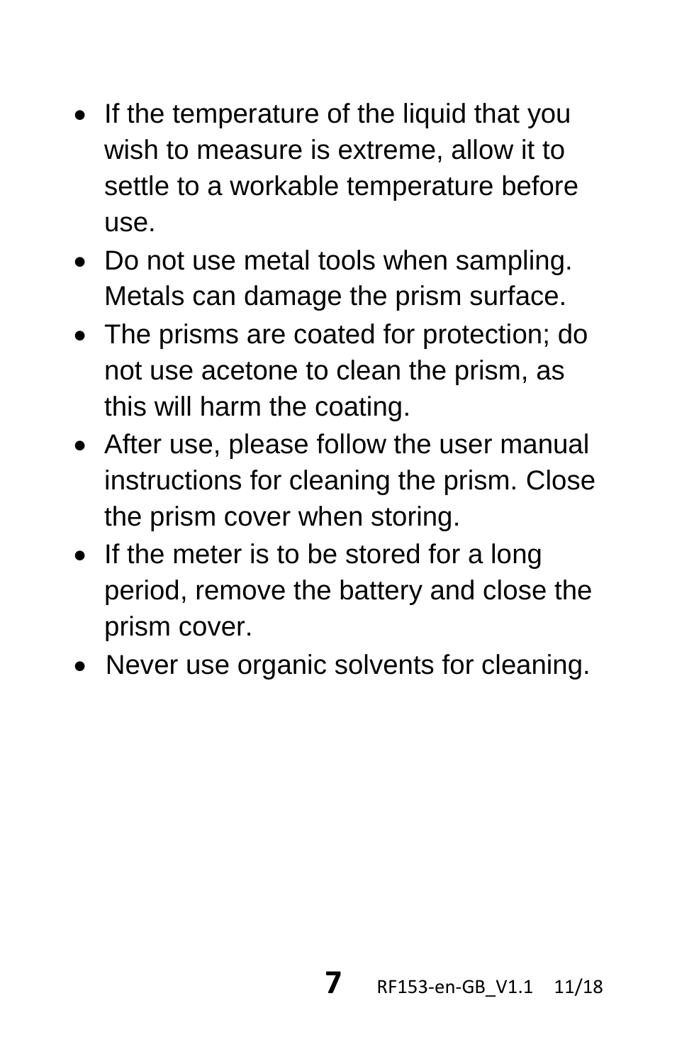- If the temperature of the liquid that you wish to measure is extreme, allow it to settle to a workable temperature before use.
- Do not use metal tools when sampling. Metals can damage the prism surface.
- The prisms are coated for protection; do not use acetone to clean the prism, as this will harm the coating.
- After use, please follow the user manual instructions for cleaning the prism. Close the prism cover when storing.
- If the meter is to be stored for a long period, remove the battery and close the prism cover.
- Never use organic solvents for cleaning.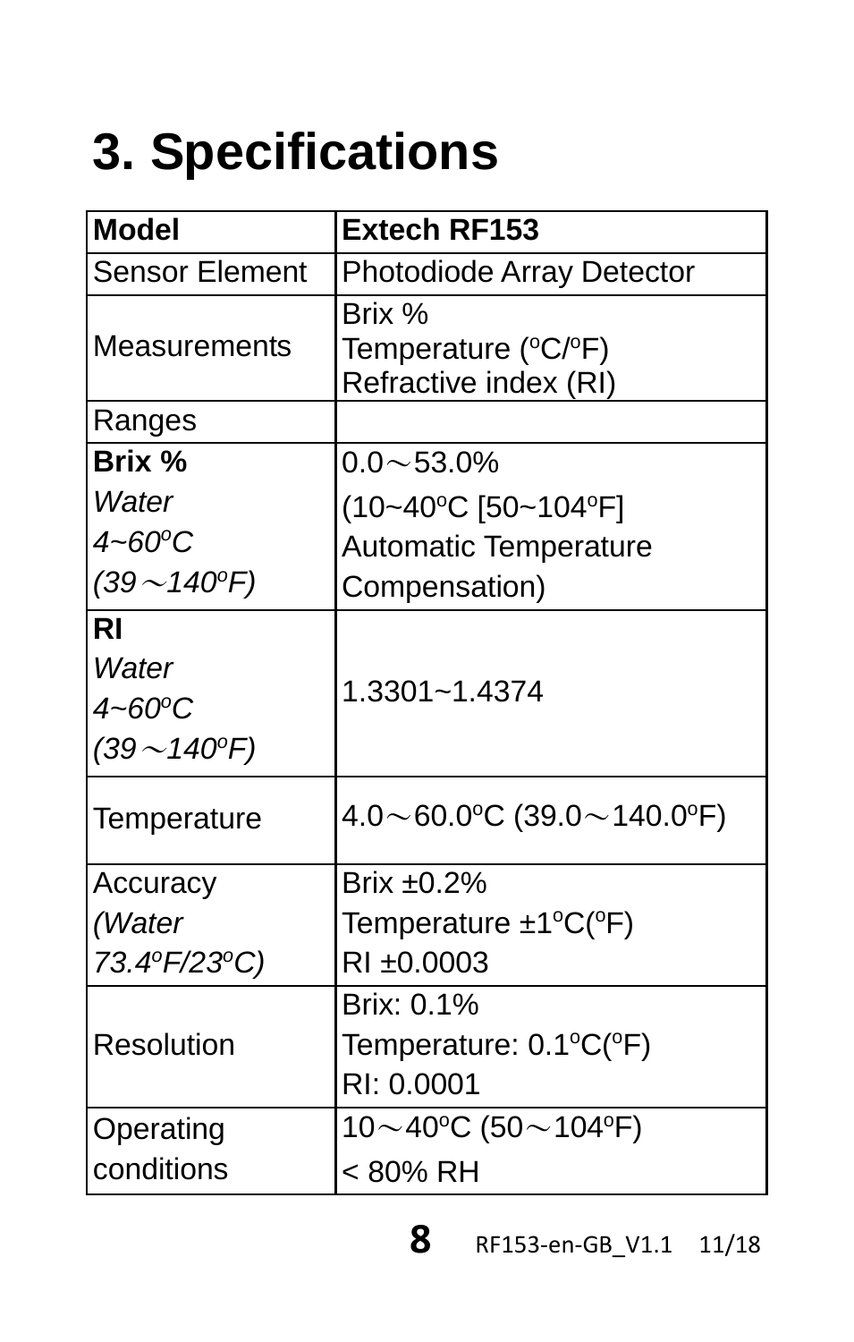# 3. Specifications

| **Model** | **Extech RF153** |
|---|---|
| Sensor Element | Photodiode Array Detector |
| Measurements | Brix %<br>Temperature (ºC/ºF)<br>Refractive index (RI) |
| Ranges | |
| **Brix %**<br>*Water*<br>*4~60ºC*<br>*(39～140ºF)* | 0.0～53.0%<br>(10~40ºC [50~104ºF]<br>Automatic Temperature<br>Compensation) |
| **RI**<br>*Water*<br>*4~60ºC*<br>*(39～140ºF)* | 1.3301~1.4374 |
| Temperature | 4.0～60.0ºC (39.0～140.0ºF) |
| Accuracy<br>*(Water*<br>*73.4ºF/23ºC)* | Brix ±0.2%<br>Temperature ±1ºC(ºF)<br>RI ±0.0003 |
| Resolution | Brix: 0.1%<br>Temperature: 0.1ºC(ºF)<br>RI: 0.0001 |
| Operating conditions | 10～40ºC (50～104ºF)<br>< 80% RH |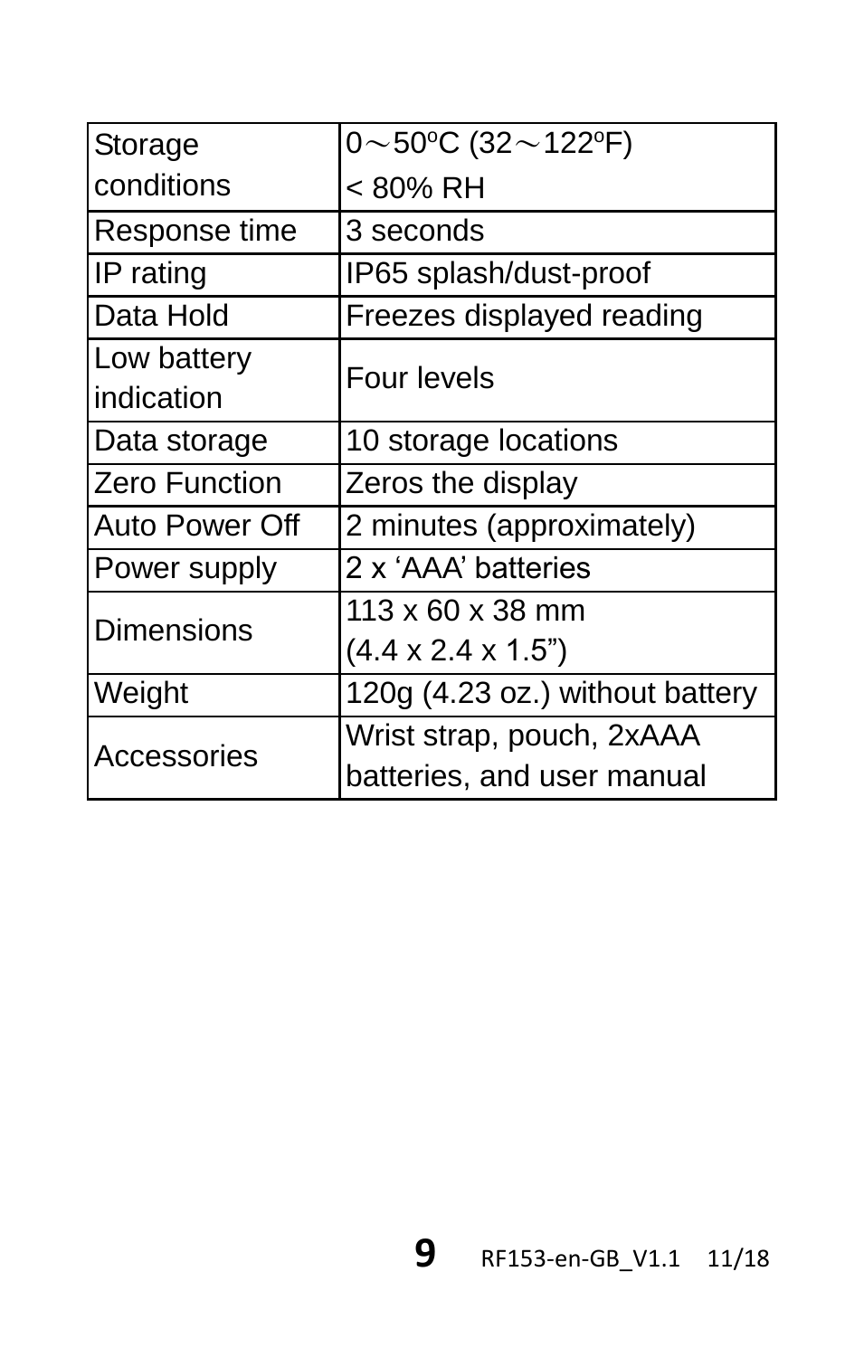| Storage conditions | 0～50ºC (32～122ºF)<br>< 80% RH |
|---|---|
| Response time | 3 seconds |
| IP rating | IP65 splash/dust-proof |
| Data Hold | Freezes displayed reading |
| Low battery indication | Four levels |
| Data storage | 10 storage locations |
| Zero Function | Zeros the display |
| Auto Power Off | 2 minutes (approximately) |
| Power supply | 2 x ‘AAA’ batteries |
| Dimensions | 113 x 60 x 38 mm<br>(4.4 x 2.4 x 1.5”) |
| Weight | 120g (4.23 oz.) without battery |
| Accessories | Wrist strap, pouch, 2xAAA batteries, and user manual |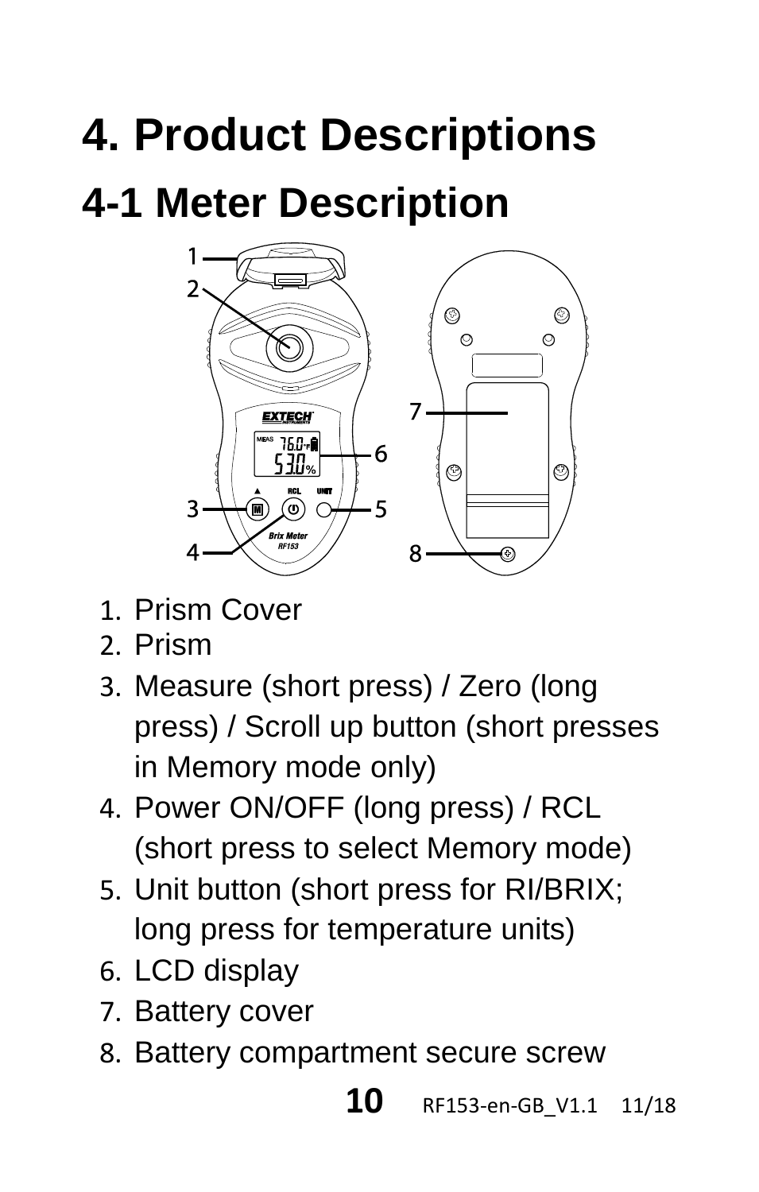# 4. Product Descriptions

## 4-1 Meter Description

1. Prism Cover
2. Prism
3. Measure (short press) / Zero (long press) / Scroll up button (short presses in Memory mode only)
4. Power ON/OFF (long press) / RCL (short press to select Memory mode)
5. Unit button (short press for RI/BRIX; long press for temperature units)
6. LCD display
7. Battery cover
8. Battery compartment secure screw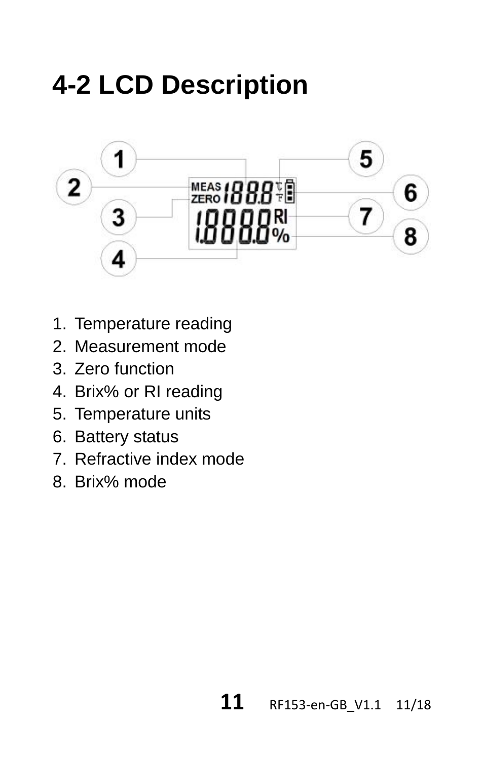# 4-2 LCD Description

1. Temperature reading
2. Measurement mode
3. Zero function
4. Brix% or RI reading
5. Temperature units
6. Battery status
7. Refractive index mode
8. Brix% mode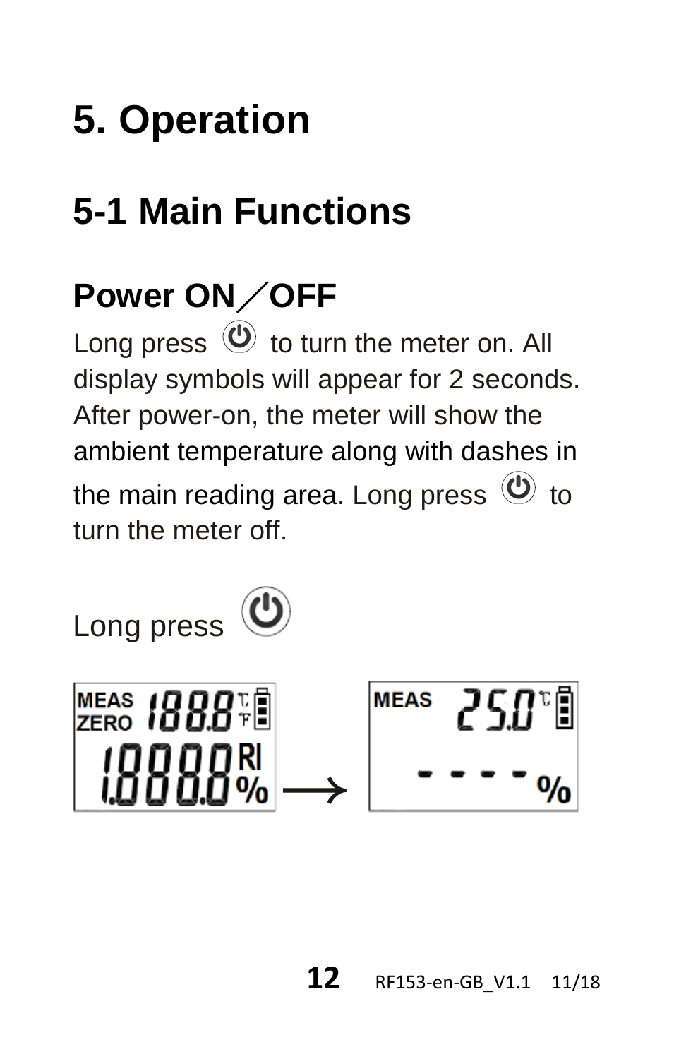# 5. Operation

## 5-1 Main Functions

### Power ON／OFF

Long press ⏻ to turn the meter on. All display symbols will appear for 2 seconds. After power-on, the meter will show the ambient temperature along with dashes in the main reading area. Long press ⏻ to turn the meter off.

Long press ⏻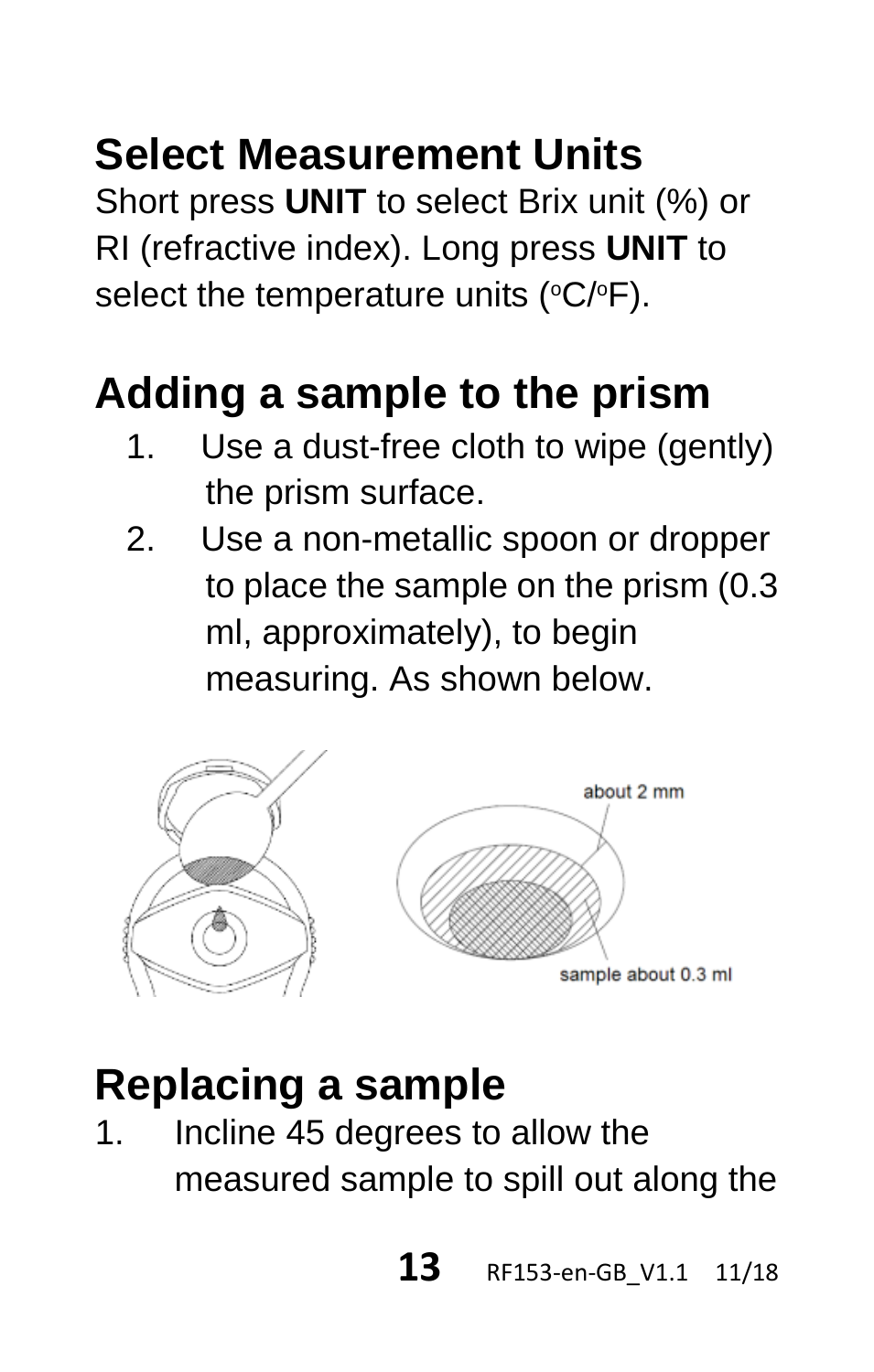## Select Measurement Units

Short press **UNIT** to select Brix unit (%) or RI (refractive index). Long press **UNIT** to select the temperature units (°C/°F).

## Adding a sample to the prism

1. Use a dust-free cloth to wipe (gently) the prism surface.
2. Use a non-metallic spoon or dropper to place the sample on the prism (0.3 ml, approximately), to begin measuring. As shown below.

about 2 mm

sample about 0.3 ml

## Replacing a sample

1. Incline 45 degrees to allow the measured sample to spill out along the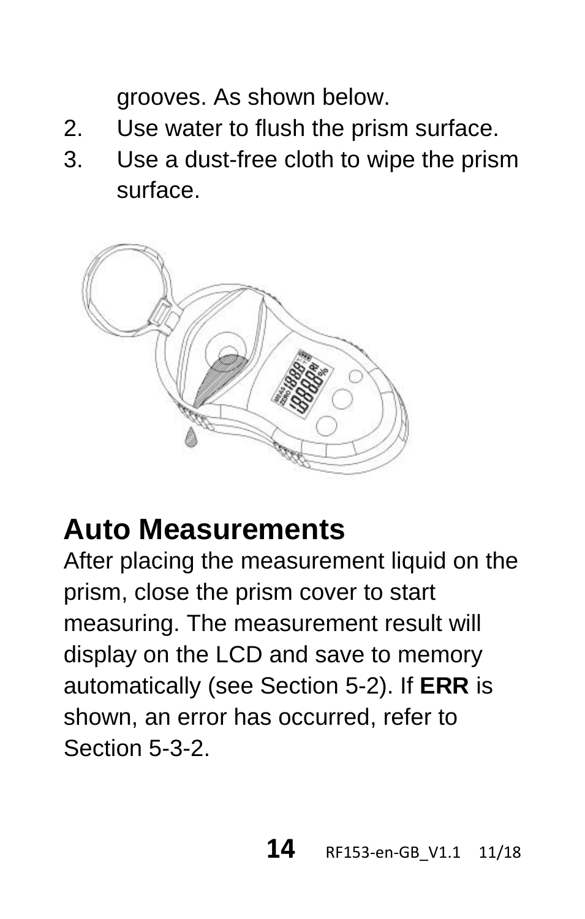grooves. As shown below.

2. Use water to flush the prism surface.
3. Use a dust-free cloth to wipe the prism surface.

## Auto Measurements

After placing the measurement liquid on the prism, close the prism cover to start measuring. The measurement result will display on the LCD and save to memory automatically (see Section 5-2). If **ERR** is shown, an error has occurred, refer to Section 5-3-2.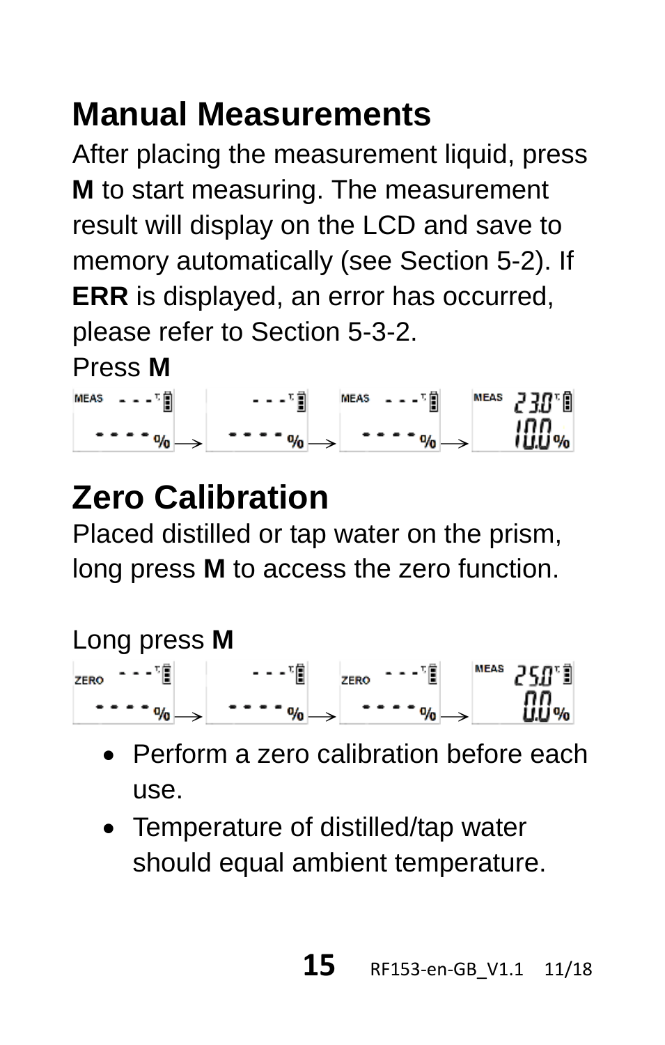## Manual Measurements

After placing the measurement liquid, press **M** to start measuring. The measurement result will display on the LCD and save to memory automatically (see Section 5-2). If **ERR** is displayed, an error has occurred, please refer to Section 5-3-2.

Press **M**

## Zero Calibration

Placed distilled or tap water on the prism, long press **M** to access the zero function.

Long press **M**

- Perform a zero calibration before each use.
- Temperature of distilled/tap water should equal ambient temperature.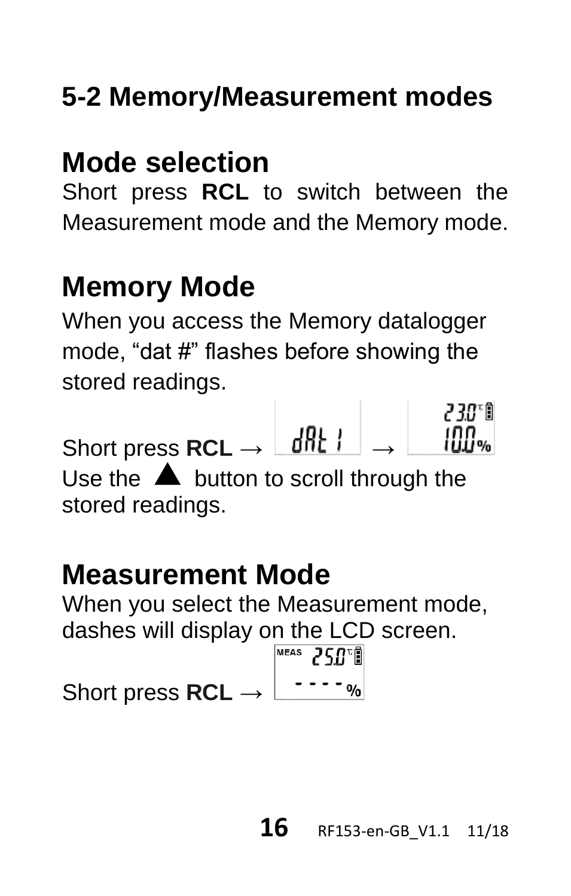## 5-2 Memory/Measurement modes

### Mode selection

Short press **RCL** to switch between the Measurement mode and the Memory mode.

### Memory Mode

When you access the Memory datalogger mode, “dat #” flashes before showing the stored readings.

Short press **RCL** → dAt 1 → 23.0 °C 10.0 %

Use the ▲ button to scroll through the stored readings.

### Measurement Mode

When you select the Measurement mode, dashes will display on the LCD screen.

Short press **RCL** → MEAS 25.0 °C - - - - %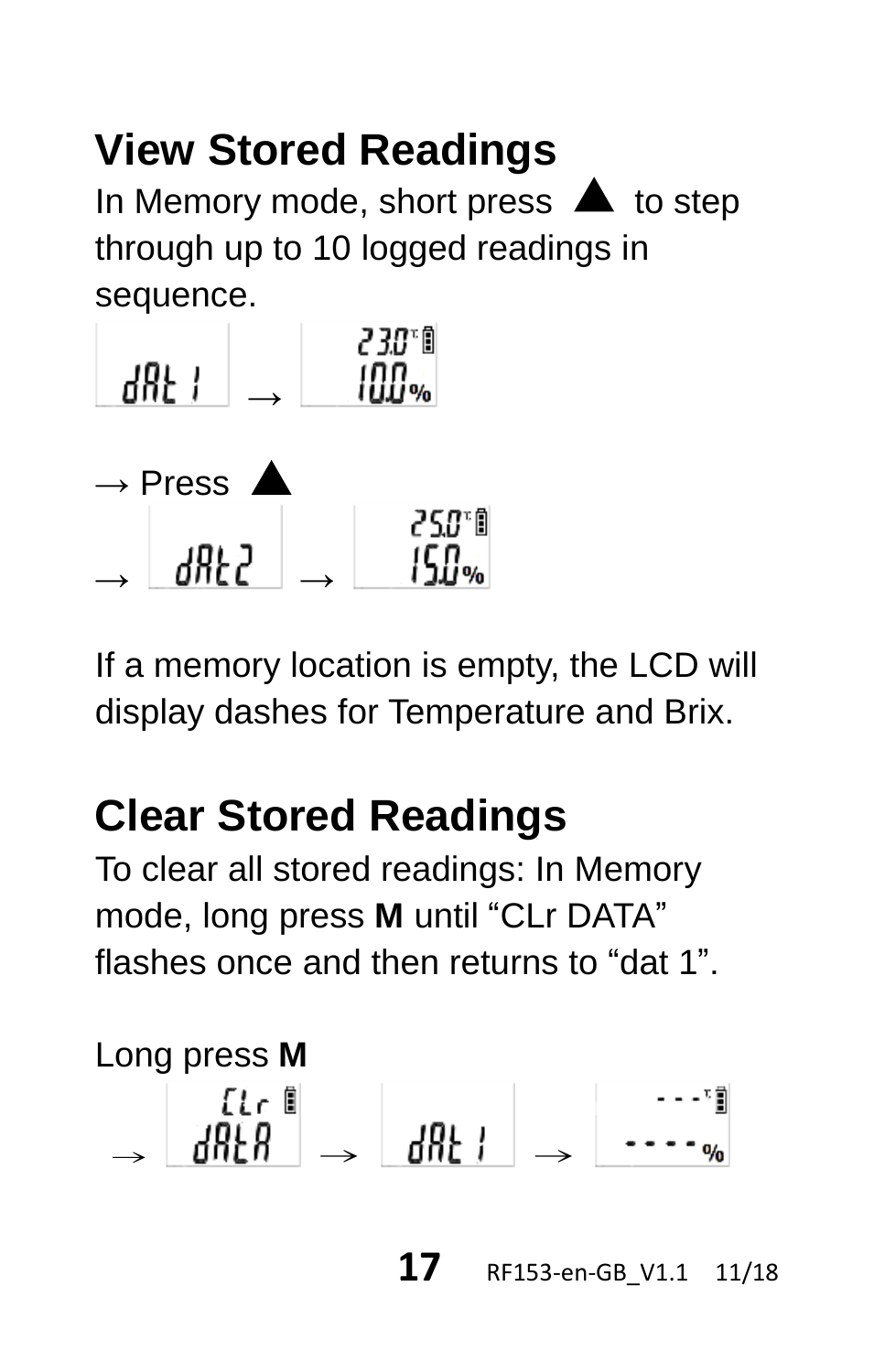## View Stored Readings

In Memory mode, short press ▲ to step through up to 10 logged readings in sequence.

dAt 1 → 23.0 °C 10.0 %

→ Press ▲

→ dAt2 → 25.0 °C 15.0 %

If a memory location is empty, the LCD will display dashes for Temperature and Brix.

## Clear Stored Readings

To clear all stored readings: In Memory mode, long press **M** until “CLr DATA” flashes once and then returns to “dat 1”.

Long press **M**

→ CLr dAtA → dAt 1 → - - - °C - - - - %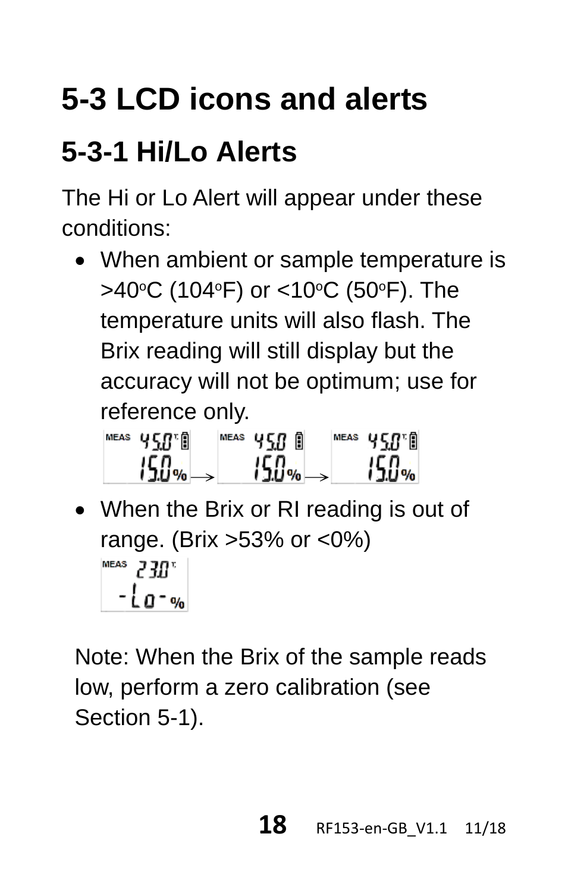# 5-3 LCD icons and alerts

## 5-3-1 Hi/Lo Alerts

The Hi or Lo Alert will appear under these conditions:

- When ambient or sample temperature is >40°C (104°F) or <10°C (50°F). The temperature units will also flash. The Brix reading will still display but the accuracy will not be optimum; use for reference only.
- When the Brix or RI reading is out of range. (Brix >53% or <0%)

Note: When the Brix of the sample reads low, perform a zero calibration (see Section 5-1).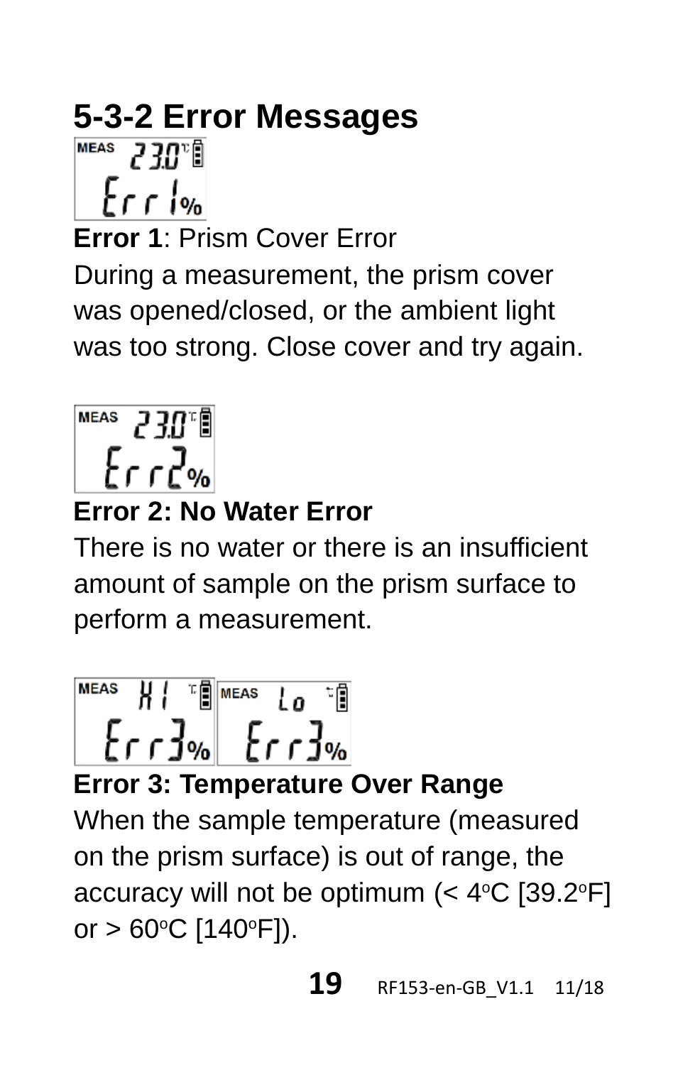## 5-3-2 Error Messages

**Error 1**: Prism Cover Error
During a measurement, the prism cover was opened/closed, or the ambient light was too strong. Close cover and try again.

**Error 2: No Water Error**
There is no water or there is an insufficient amount of sample on the prism surface to perform a measurement.

**Error 3: Temperature Over Range**
When the sample temperature (measured on the prism surface) is out of range, the accuracy will not be optimum (< 4$^{o}$C [39.2$^{o}$F] or > 60$^{o}$C [140$^{o}$F]).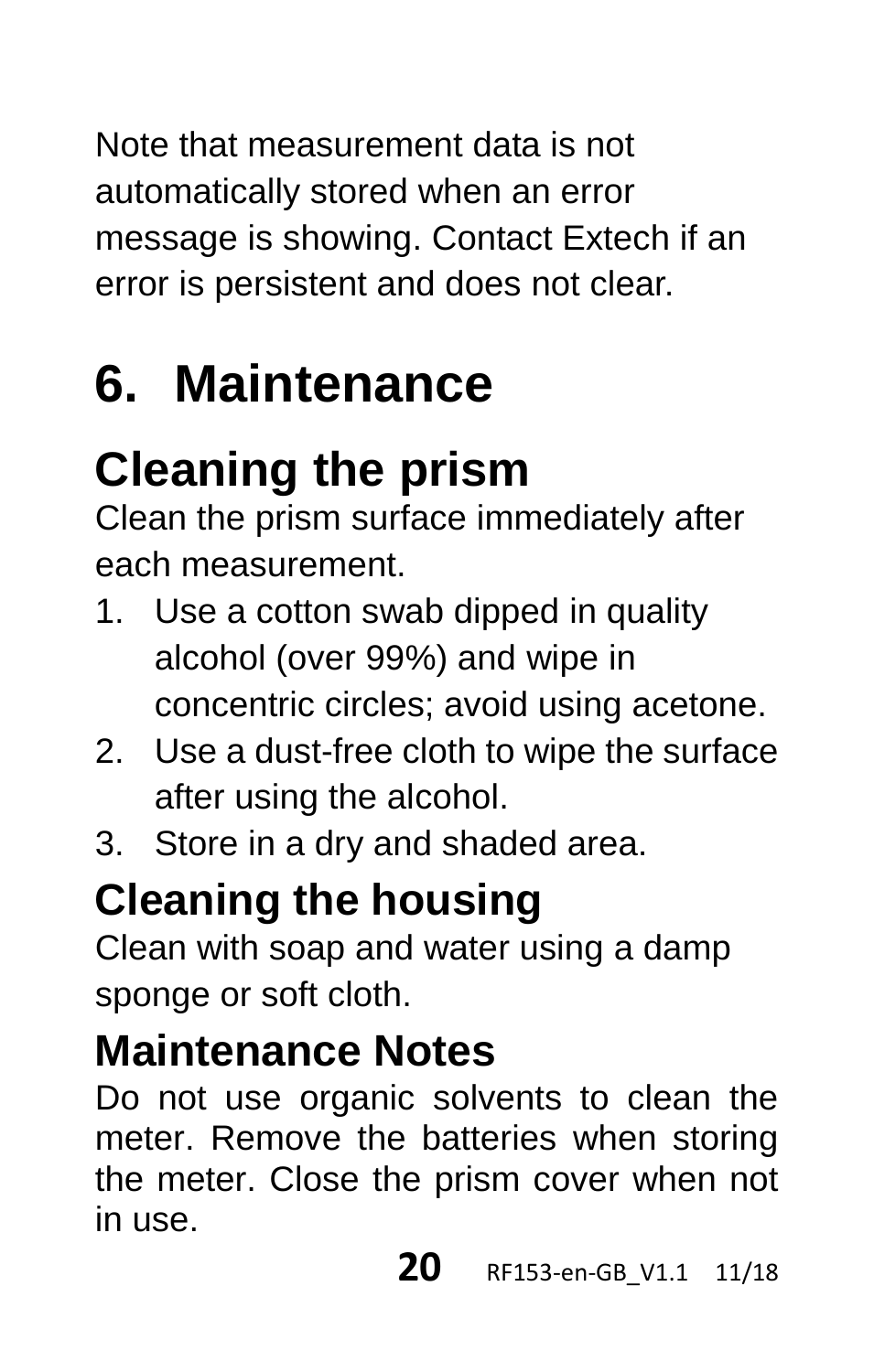Note that measurement data is not automatically stored when an error message is showing. Contact Extech if an error is persistent and does not clear.

# 6. Maintenance

## Cleaning the prism

Clean the prism surface immediately after each measurement.

1. Use a cotton swab dipped in quality alcohol (over 99%) and wipe in concentric circles; avoid using acetone.
2. Use a dust-free cloth to wipe the surface after using the alcohol.
3. Store in a dry and shaded area.

## Cleaning the housing

Clean with soap and water using a damp sponge or soft cloth.

## Maintenance Notes

Do not use organic solvents to clean the meter. Remove the batteries when storing the meter. Close the prism cover when not in use.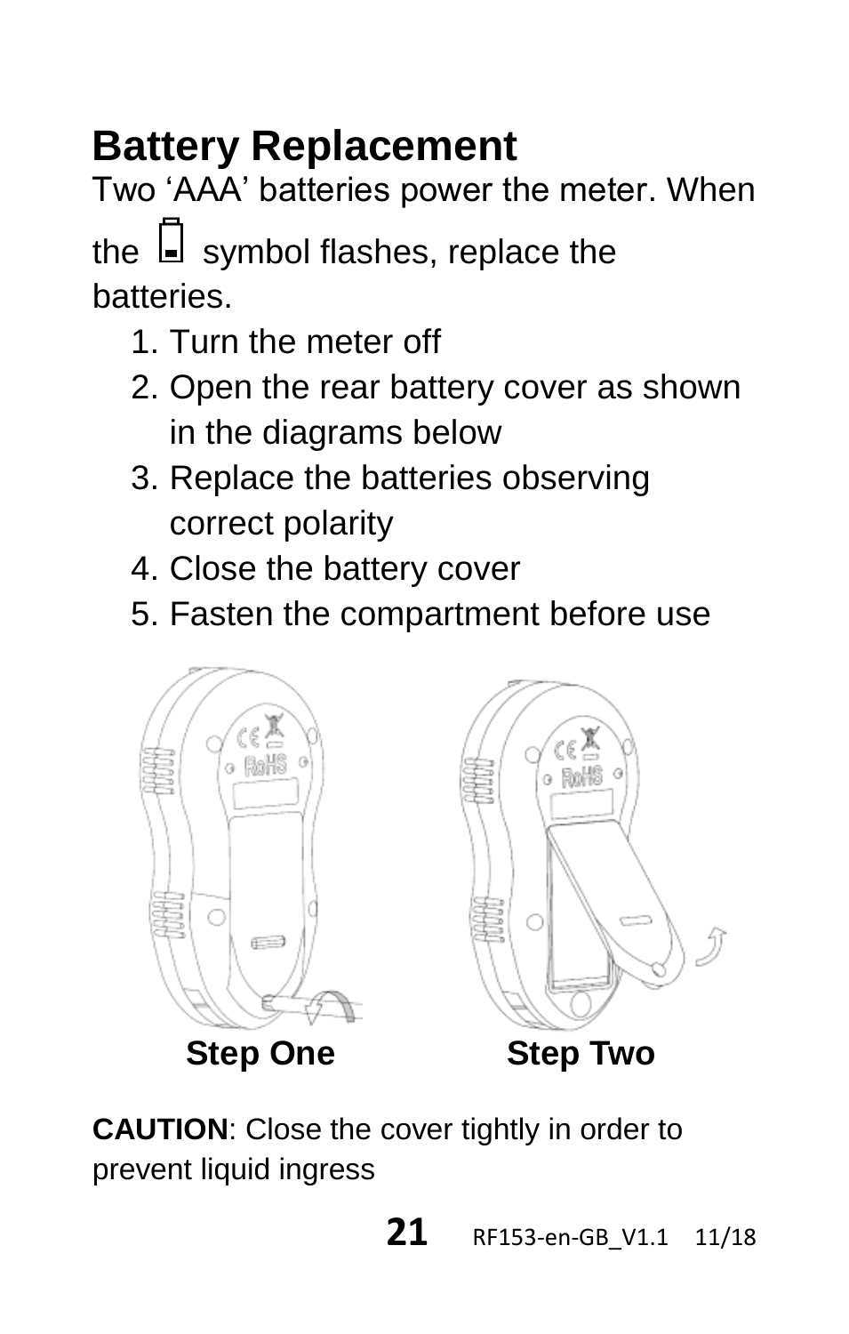## Battery Replacement

Two 'AAA' batteries power the meter. When the battery symbol flashes, replace the batteries.

1. Turn the meter off
2. Open the rear battery cover as shown in the diagrams below
3. Replace the batteries observing correct polarity
4. Close the battery cover
5. Fasten the compartment before use

**Step One** **Step Two**

**CAUTION**: Close the cover tightly in order to prevent liquid ingress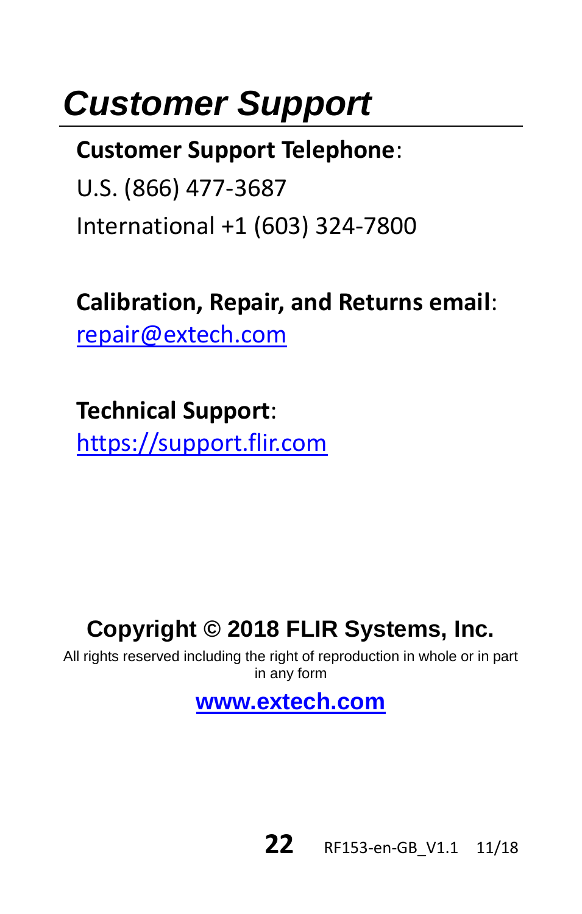# *Customer Support*

**Customer Support Telephone**:

U.S. (866) 477-3687

International +1 (603) 324-7800

**Calibration, Repair, and Returns email**:

repair@extech.com

**Technical Support**:

https://support.flir.com

**Copyright © 2018 FLIR Systems, Inc.**

All rights reserved including the right of reproduction in whole or in part in any form

**www.extech.com**

RF153-en-GB_V1.1 11/18